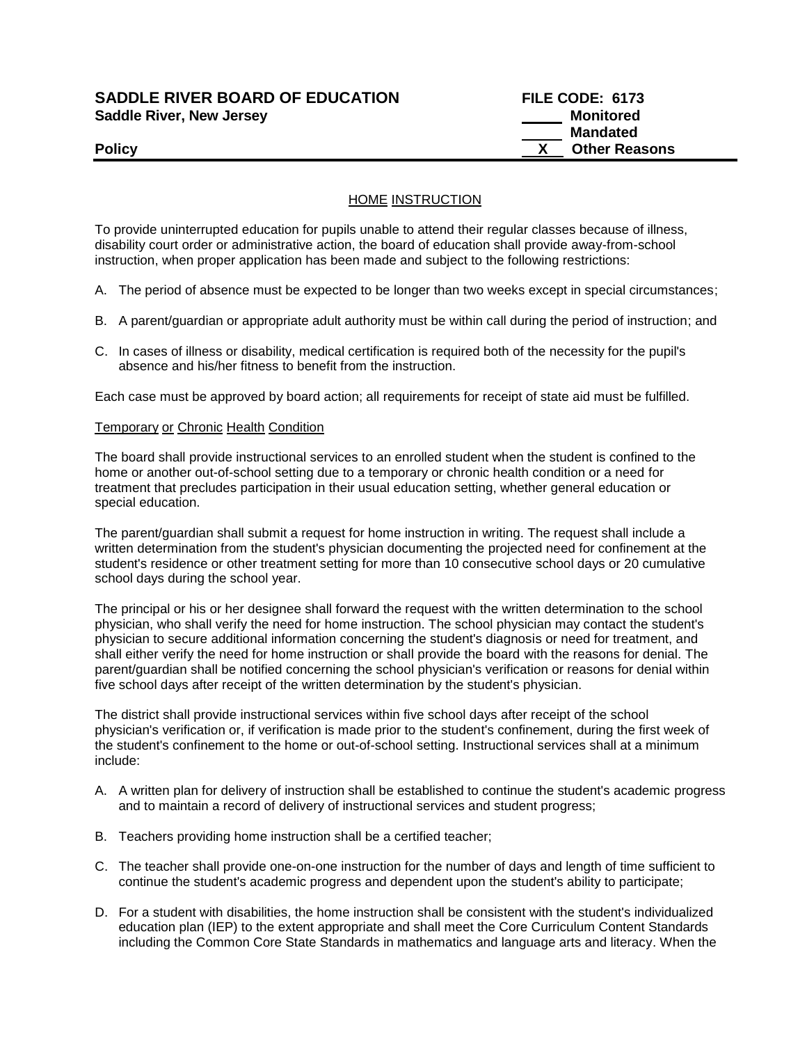**SADDLE RIVER BOARD OF EDUCATION** **FILE CODE: 6173**
**Saddle River, New Jersey**

_____ **Monitored**
_____ **Mandated**
**Policy** __X__ **Other Reasons**

---

## HOME INSTRUCTION

To provide uninterrupted education for pupils unable to attend their regular classes because of illness, disability court order or administrative action, the board of education shall provide away-from-school instruction, when proper application has been made and subject to the following restrictions:

A. The period of absence must be expected to be longer than two weeks except in special circumstances;

B. A parent/guardian or appropriate adult authority must be within call during the period of instruction; and

C. In cases of illness or disability, medical certification is required both of the necessity for the pupil's absence and his/her fitness to benefit from the instruction.

Each case must be approved by board action; all requirements for receipt of state aid must be fulfilled.

### Temporary or Chronic Health Condition

The board shall provide instructional services to an enrolled student when the student is confined to the home or another out-of-school setting due to a temporary or chronic health condition or a need for treatment that precludes participation in their usual education setting, whether general education or special education.

The parent/guardian shall submit a request for home instruction in writing. The request shall include a written determination from the student's physician documenting the projected need for confinement at the student's residence or other treatment setting for more than 10 consecutive school days or 20 cumulative school days during the school year.

The principal or his or her designee shall forward the request with the written determination to the school physician, who shall verify the need for home instruction. The school physician may contact the student's physician to secure additional information concerning the student's diagnosis or need for treatment, and shall either verify the need for home instruction or shall provide the board with the reasons for denial. The parent/guardian shall be notified concerning the school physician's verification or reasons for denial within five school days after receipt of the written determination by the student's physician.

The district shall provide instructional services within five school days after receipt of the school physician's verification or, if verification is made prior to the student's confinement, during the first week of the student's confinement to the home or out-of-school setting. Instructional services shall at a minimum include:

A. A written plan for delivery of instruction shall be established to continue the student's academic progress and to maintain a record of delivery of instructional services and student progress;

B. Teachers providing home instruction shall be a certified teacher;

C. The teacher shall provide one-on-one instruction for the number of days and length of time sufficient to continue the student's academic progress and dependent upon the student's ability to participate;

D. For a student with disabilities, the home instruction shall be consistent with the student's individualized education plan (IEP) to the extent appropriate and shall meet the Core Curriculum Content Standards including the Common Core State Standards in mathematics and language arts and literacy. When the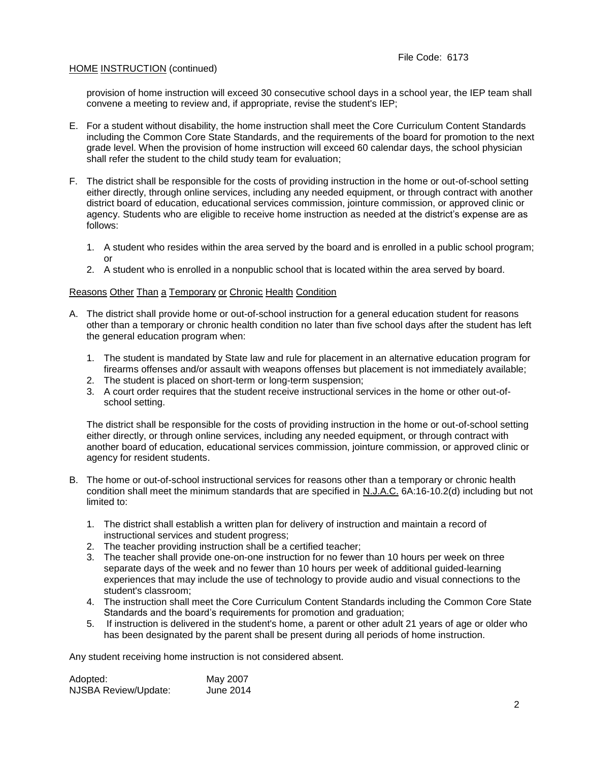provision of home instruction will exceed 30 consecutive school days in a school year, the IEP team shall convene a meeting to review and, if appropriate, revise the student's IEP;

E. For a student without disability, the home instruction shall meet the Core Curriculum Content Standards including the Common Core State Standards, and the requirements of the board for promotion to the next grade level. When the provision of home instruction will exceed 60 calendar days, the school physician shall refer the student to the child study team for evaluation;

F. The district shall be responsible for the costs of providing instruction in the home or out-of-school setting either directly, through online services, including any needed equipment, or through contract with another district board of education, educational services commission, jointure commission, or approved clinic or agency. Students who are eligible to receive home instruction as needed at the district's expense are as follows:

   1. A student who resides within the area served by the board and is enrolled in a public school program; or
   2. A student who is enrolled in a nonpublic school that is located within the area served by board.

## Reasons Other Than a Temporary or Chronic Health Condition

A. The district shall provide home or out-of-school instruction for a general education student for reasons other than a temporary or chronic health condition no later than five school days after the student has left the general education program when:

   1. The student is mandated by State law and rule for placement in an alternative education program for firearms offenses and/or assault with weapons offenses but placement is not immediately available;
   2. The student is placed on short-term or long-term suspension;
   3. A court order requires that the student receive instructional services in the home or other out-of-school setting.

   The district shall be responsible for the costs of providing instruction in the home or out-of-school setting either directly, or through online services, including any needed equipment, or through contract with another board of education, educational services commission, jointure commission, or approved clinic or agency for resident students.

B. The home or out-of-school instructional services for reasons other than a temporary or chronic health condition shall meet the minimum standards that are specified in N.J.A.C. 6A:16-10.2(d) including but not limited to:

   1. The district shall establish a written plan for delivery of instruction and maintain a record of instructional services and student progress;
   2. The teacher providing instruction shall be a certified teacher;
   3. The teacher shall provide one-on-one instruction for no fewer than 10 hours per week on three separate days of the week and no fewer than 10 hours per week of additional guided-learning experiences that may include the use of technology to provide audio and visual connections to the student's classroom;
   4. The instruction shall meet the Core Curriculum Content Standards including the Common Core State Standards and the board's requirements for promotion and graduation;
   5. If instruction is delivered in the student's home, a parent or other adult 21 years of age or older who has been designated by the parent shall be present during all periods of home instruction.

Any student receiving home instruction is not considered absent.

| | |
|---|---|
| Adopted: | May 2007 |
| NJSBA Review/Update: | June 2014 |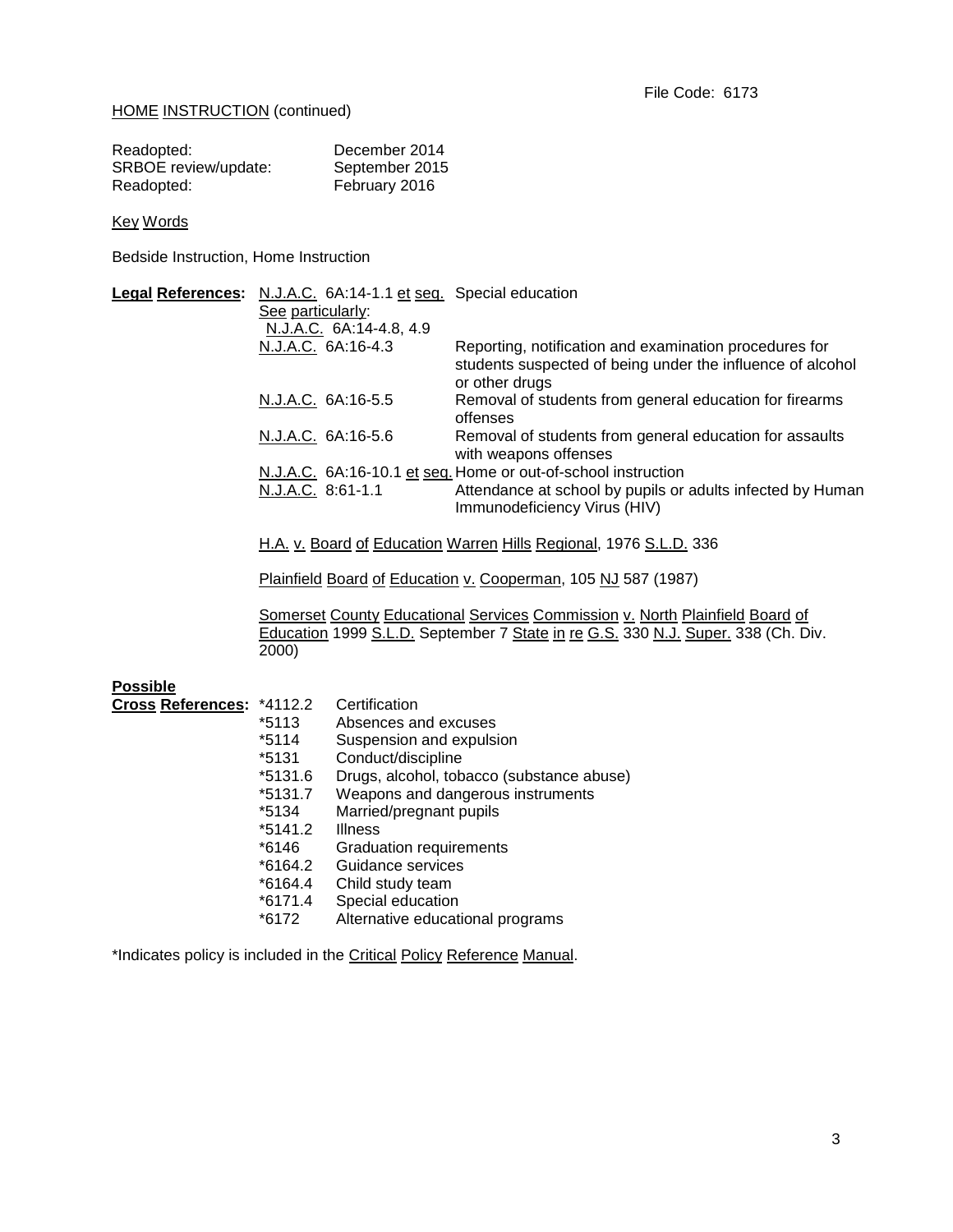File Code: 6173

HOME INSTRUCTION (continued)

| | |
|---|---|
| Readopted: | December 2014 |
| SRBOE review/update: | September 2015 |
| Readopted: | February 2016 |

Key Words

Bedside Instruction, Home Instruction

**Legal References:**

| | |
|---|---|
| N.J.A.C. 6A:14-1.1 et seq. | Special education |
| See particularly: N.J.A.C. 6A:14-4.8, 4.9 | |
| N.J.A.C. 6A:16-4.3 | Reporting, notification and examination procedures for students suspected of being under the influence of alcohol or other drugs |
| N.J.A.C. 6A:16-5.5 | Removal of students from general education for firearms offenses |
| N.J.A.C. 6A:16-5.6 | Removal of students from general education for assaults with weapons offenses |
| N.J.A.C. 6A:16-10.1 et seq. | Home or out-of-school instruction |
| N.J.A.C. 8:61-1.1 | Attendance at school by pupils or adults infected by Human Immunodeficiency Virus (HIV) |

H.A. v. Board of Education Warren Hills Regional, 1976 S.L.D. 336

Plainfield Board of Education v. Cooperman, 105 NJ 587 (1987)

Somerset County Educational Services Commission v. North Plainfield Board of Education 1999 S.L.D. September 7 State in re G.S. 330 N.J. Super. 338 (Ch. Div. 2000)

**Possible Cross References:**

| | |
|---|---|
| *4112.2 | Certification |
| *5113 | Absences and excuses |
| *5114 | Suspension and expulsion |
| *5131 | Conduct/discipline |
| *5131.6 | Drugs, alcohol, tobacco (substance abuse) |
| *5131.7 | Weapons and dangerous instruments |
| *5134 | Married/pregnant pupils |
| *5141.2 | Illness |
| *6146 | Graduation requirements |
| *6164.2 | Guidance services |
| *6164.4 | Child study team |
| *6171.4 | Special education |
| *6172 | Alternative educational programs |

*Indicates policy is included in the Critical Policy Reference Manual.